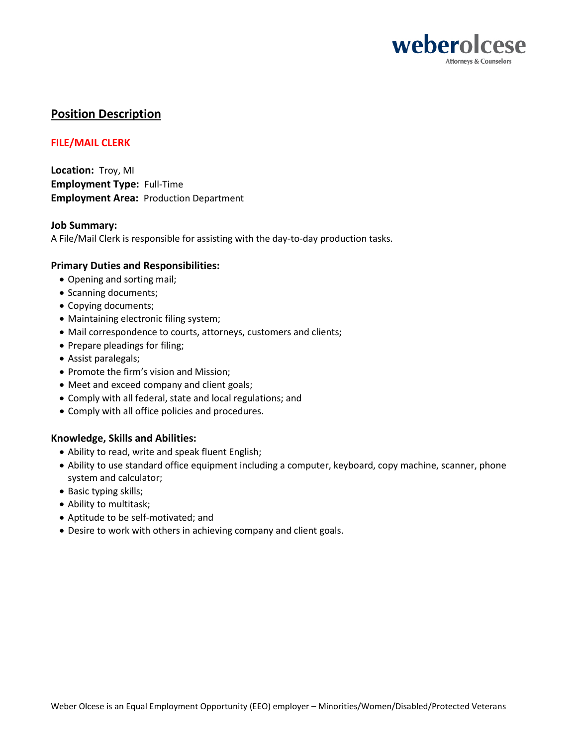weberolcese
Attorneys & Counselors

# Position Description

## FILE/MAIL CLERK

**Location:** Troy, MI
**Employment Type:** Full-Time
**Employment Area:** Production Department

**Job Summary:**
A File/Mail Clerk is responsible for assisting with the day-to-day production tasks.

**Primary Duties and Responsibilities:**

- Opening and sorting mail;
- Scanning documents;
- Copying documents;
- Maintaining electronic filing system;
- Mail correspondence to courts, attorneys, customers and clients;
- Prepare pleadings for filing;
- Assist paralegals;
- Promote the firm's vision and Mission;
- Meet and exceed company and client goals;
- Comply with all federal, state and local regulations; and
- Comply with all office policies and procedures.

**Knowledge, Skills and Abilities:**

- Ability to read, write and speak fluent English;
- Ability to use standard office equipment including a computer, keyboard, copy machine, scanner, phone system and calculator;
- Basic typing skills;
- Ability to multitask;
- Aptitude to be self-motivated; and
- Desire to work with others in achieving company and client goals.

Weber Olcese is an Equal Employment Opportunity (EEO) employer – Minorities/Women/Disabled/Protected Veterans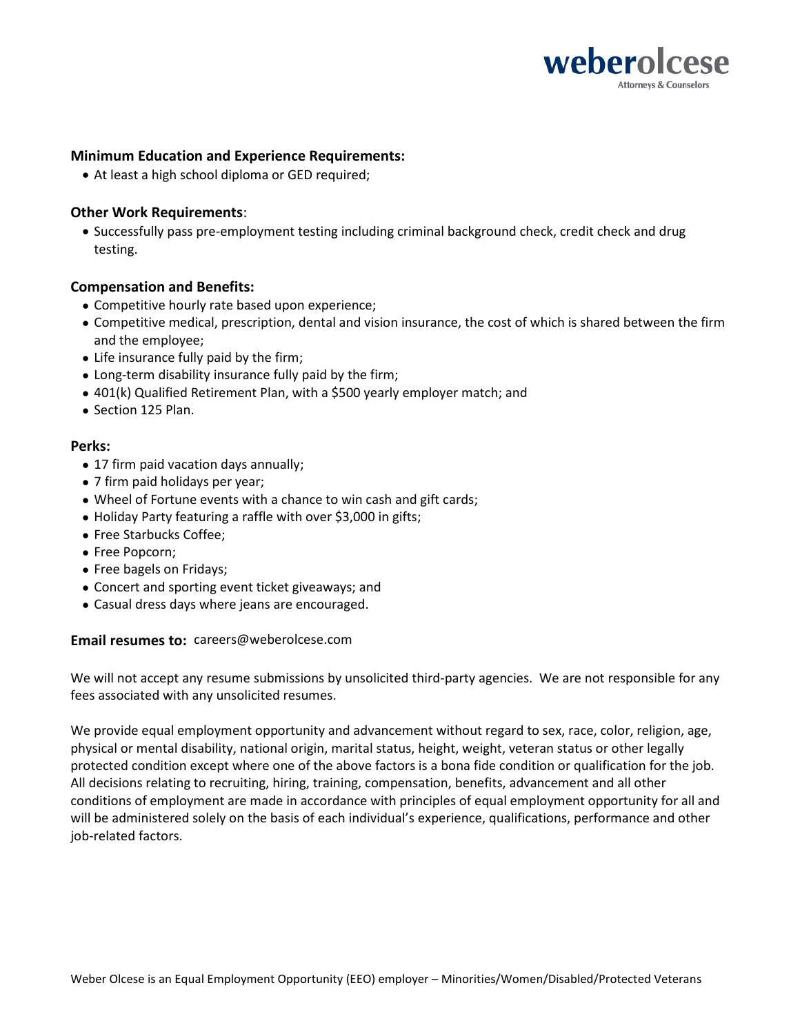**Minimum Education and Experience Requirements:**

- At least a high school diploma or GED required;

**Other Work Requirements**:

- Successfully pass pre-employment testing including criminal background check, credit check and drug testing.

**Compensation and Benefits:**

- Competitive hourly rate based upon experience;
- Competitive medical, prescription, dental and vision insurance, the cost of which is shared between the firm and the employee;
- Life insurance fully paid by the firm;
- Long-term disability insurance fully paid by the firm;
- 401(k) Qualified Retirement Plan, with a $500 yearly employer match; and
- Section 125 Plan.

**Perks:**

- 17 firm paid vacation days annually;
- 7 firm paid holidays per year;
- Wheel of Fortune events with a chance to win cash and gift cards;
- Holiday Party featuring a raffle with over $3,000 in gifts;
- Free Starbucks Coffee;
- Free Popcorn;
- Free bagels on Fridays;
- Concert and sporting event ticket giveaways; and
- Casual dress days where jeans are encouraged.

**Email resumes to:** careers@weberolcese.com

We will not accept any resume submissions by unsolicited third-party agencies. We are not responsible for any fees associated with any unsolicited resumes.

We provide equal employment opportunity and advancement without regard to sex, race, color, religion, age, physical or mental disability, national origin, marital status, height, weight, veteran status or other legally protected condition except where one of the above factors is a bona fide condition or qualification for the job. All decisions relating to recruiting, hiring, training, compensation, benefits, advancement and all other conditions of employment are made in accordance with principles of equal employment opportunity for all and will be administered solely on the basis of each individual's experience, qualifications, performance and other job-related factors.

Weber Olcese is an Equal Employment Opportunity (EEO) employer – Minorities/Women/Disabled/Protected Veterans